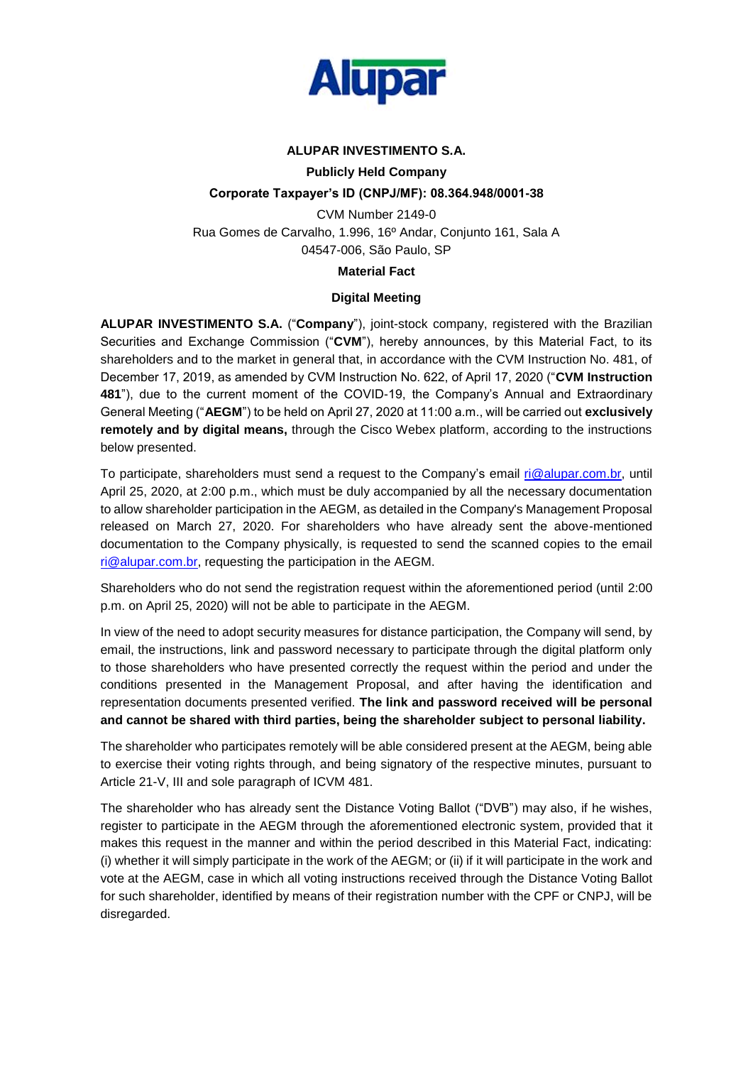**ALUPAR INVESTIMENTO S.A.**

**Publicly Held Company**

**Corporate Taxpayer's ID (CNPJ/MF): 08.364.948/0001-38**

CVM Number 2149-0
Rua Gomes de Carvalho, 1.996, 16º Andar, Conjunto 161, Sala A
04547-006, São Paulo, SP

**Material Fact**

**Digital Meeting**

**ALUPAR INVESTIMENTO S.A.** ("**Company**"), joint-stock company, registered with the Brazilian Securities and Exchange Commission ("**CVM**"), hereby announces, by this Material Fact, to its shareholders and to the market in general that, in accordance with the CVM Instruction No. 481, of December 17, 2019, as amended by CVM Instruction No. 622, of April 17, 2020 ("**CVM Instruction 481**"), due to the current moment of the COVID-19, the Company's Annual and Extraordinary General Meeting ("**AEGM**") to be held on April 27, 2020 at 11:00 a.m., will be carried out **exclusively remotely and by digital means,** through the Cisco Webex platform, according to the instructions below presented.

To participate, shareholders must send a request to the Company's email ri@alupar.com.br, until April 25, 2020, at 2:00 p.m., which must be duly accompanied by all the necessary documentation to allow shareholder participation in the AEGM, as detailed in the Company's Management Proposal released on March 27, 2020. For shareholders who have already sent the above-mentioned documentation to the Company physically, is requested to send the scanned copies to the email ri@alupar.com.br, requesting the participation in the AEGM.

Shareholders who do not send the registration request within the aforementioned period (until 2:00 p.m. on April 25, 2020) will not be able to participate in the AEGM.

In view of the need to adopt security measures for distance participation, the Company will send, by email, the instructions, link and password necessary to participate through the digital platform only to those shareholders who have presented correctly the request within the period and under the conditions presented in the Management Proposal, and after having the identification and representation documents presented verified. **The link and password received will be personal and cannot be shared with third parties, being the shareholder subject to personal liability.**

The shareholder who participates remotely will be able considered present at the AEGM, being able to exercise their voting rights through, and being signatory of the respective minutes, pursuant to Article 21-V, III and sole paragraph of ICVM 481.

The shareholder who has already sent the Distance Voting Ballot ("DVB") may also, if he wishes, register to participate in the AEGM through the aforementioned electronic system, provided that it makes this request in the manner and within the period described in this Material Fact, indicating: (i) whether it will simply participate in the work of the AEGM; or (ii) if it will participate in the work and vote at the AEGM, case in which all voting instructions received through the Distance Voting Ballot for such shareholder, identified by means of their registration number with the CPF or CNPJ, will be disregarded.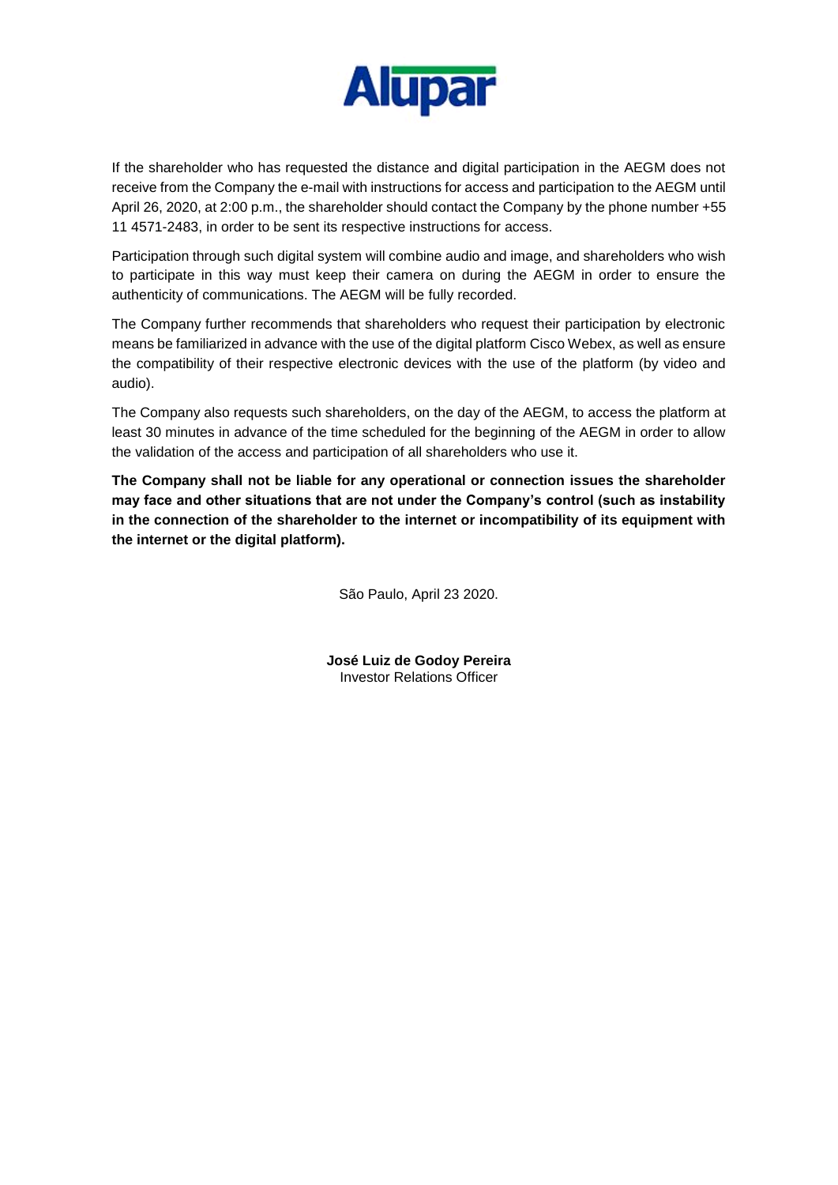If the shareholder who has requested the distance and digital participation in the AEGM does not receive from the Company the e-mail with instructions for access and participation to the AEGM until April 26, 2020, at 2:00 p.m., the shareholder should contact the Company by the phone number +55 11 4571-2483, in order to be sent its respective instructions for access.

Participation through such digital system will combine audio and image, and shareholders who wish to participate in this way must keep their camera on during the AEGM in order to ensure the authenticity of communications. The AEGM will be fully recorded.

The Company further recommends that shareholders who request their participation by electronic means be familiarized in advance with the use of the digital platform Cisco Webex, as well as ensure the compatibility of their respective electronic devices with the use of the platform (by video and audio).

The Company also requests such shareholders, on the day of the AEGM, to access the platform at least 30 minutes in advance of the time scheduled for the beginning of the AEGM in order to allow the validation of the access and participation of all shareholders who use it.

**The Company shall not be liable for any operational or connection issues the shareholder may face and other situations that are not under the Company's control (such as instability in the connection of the shareholder to the internet or incompatibility of its equipment with the internet or the digital platform).**

São Paulo, April 23 2020.

**José Luiz de Godoy Pereira**
Investor Relations Officer